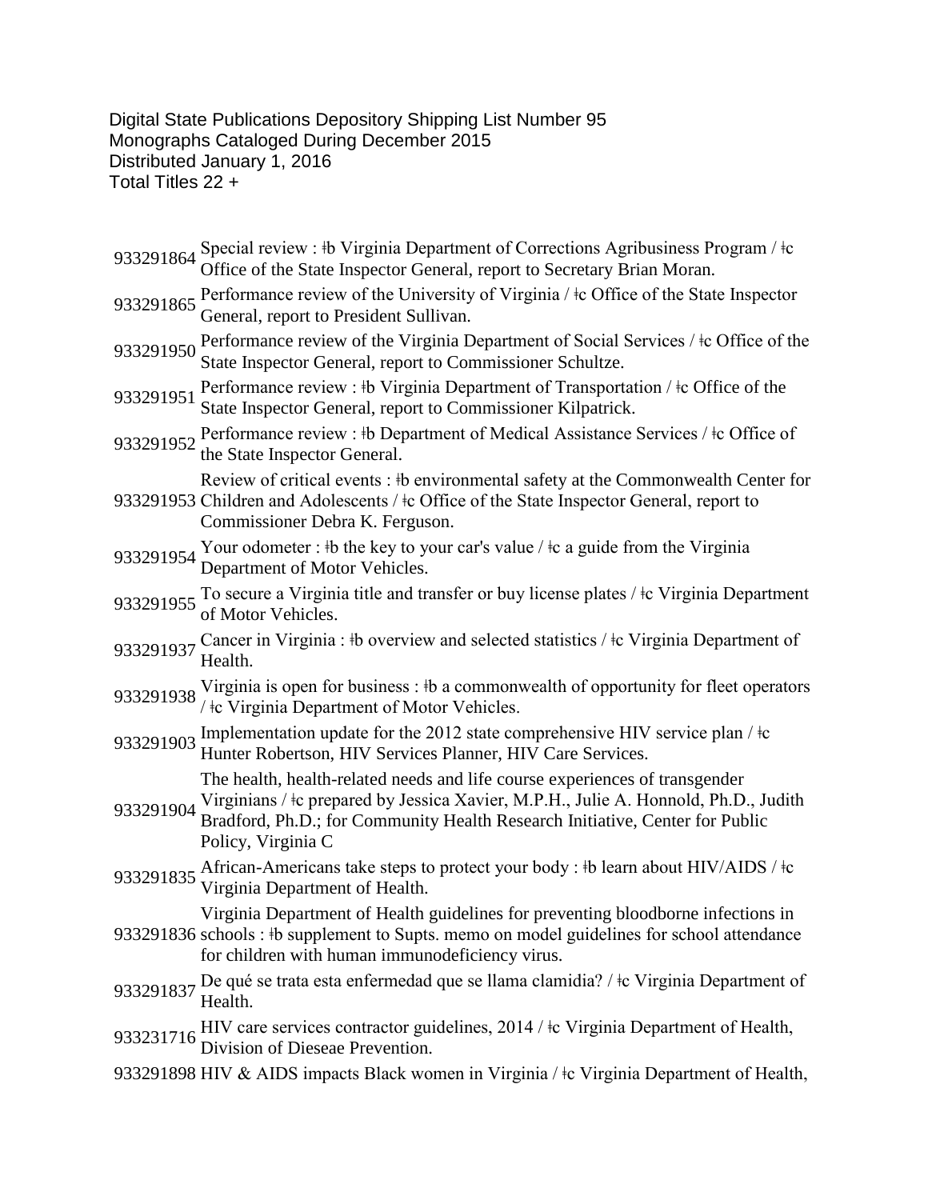Digital State Publications Depository Shipping List Number 95
Monographs Cataloged During December 2015
Distributed January 1, 2016
Total Titles 22 +

| | |
|---|---|
| 933291864 | Special review : ǂb Virginia Department of Corrections Agribusiness Program / ǂc Office of the State Inspector General, report to Secretary Brian Moran. |
| 933291865 | Performance review of the University of Virginia / ǂc Office of the State Inspector General, report to President Sullivan. |
| 933291950 | Performance review of the Virginia Department of Social Services / ǂc Office of the State Inspector General, report to Commissioner Schultze. |
| 933291951 | Performance review : ǂb Virginia Department of Transportation / ǂc Office of the State Inspector General, report to Commissioner Kilpatrick. |
| 933291952 | Performance review : ǂb Department of Medical Assistance Services / ǂc Office of the State Inspector General. |
| 933291953 | Review of critical events : ǂb environmental safety at the Commonwealth Center for Children and Adolescents / ǂc Office of the State Inspector General, report to Commissioner Debra K. Ferguson. |
| 933291954 | Your odometer : ǂb the key to your car's value / ǂc a guide from the Virginia Department of Motor Vehicles. |
| 933291955 | To secure a Virginia title and transfer or buy license plates / ǂc Virginia Department of Motor Vehicles. |
| 933291937 | Cancer in Virginia : ǂb overview and selected statistics / ǂc Virginia Department of Health. |
| 933291938 | Virginia is open for business : ǂb a commonwealth of opportunity for fleet operators / ǂc Virginia Department of Motor Vehicles. |
| 933291903 | Implementation update for the 2012 state comprehensive HIV service plan / ǂc Hunter Robertson, HIV Services Planner, HIV Care Services. |
| 933291904 | The health, health-related needs and life course experiences of transgender Virginians / ǂc prepared by Jessica Xavier, M.P.H., Julie A. Honnold, Ph.D., Judith Bradford, Ph.D.; for Community Health Research Initiative, Center for Public Policy, Virginia C |
| 933291835 | African-Americans take steps to protect your body : ǂb learn about HIV/AIDS / ǂc Virginia Department of Health. |
| 933291836 | Virginia Department of Health guidelines for preventing bloodborne infections in schools : ǂb supplement to Supts. memo on model guidelines for school attendance for children with human immunodeficiency virus. |
| 933291837 | De qué se trata esta enfermedad que se llama clamidia? / ǂc Virginia Department of Health. |
| 933231716 | HIV care services contractor guidelines, 2014 / ǂc Virginia Department of Health, Division of Dieseae Prevention. |
| 933291898 | HIV & AIDS impacts Black women in Virginia / ǂc Virginia Department of Health, |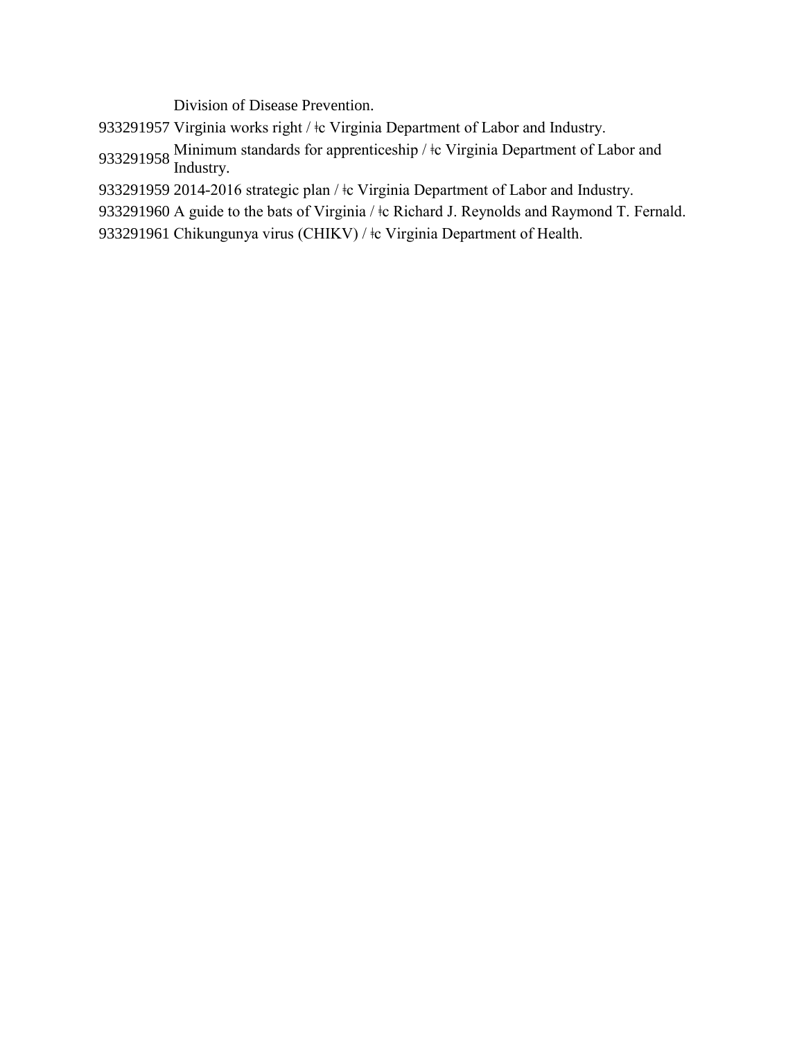Division of Disease Prevention.

933291957 Virginia works right / ǂc Virginia Department of Labor and Industry.

933291958 Minimum standards for apprenticeship / ǂc Virginia Department of Labor and Industry.

933291959 2014-2016 strategic plan / ǂc Virginia Department of Labor and Industry.

933291960 A guide to the bats of Virginia / ǂc Richard J. Reynolds and Raymond T. Fernald.

933291961 Chikungunya virus (CHIKV) / ǂc Virginia Department of Health.